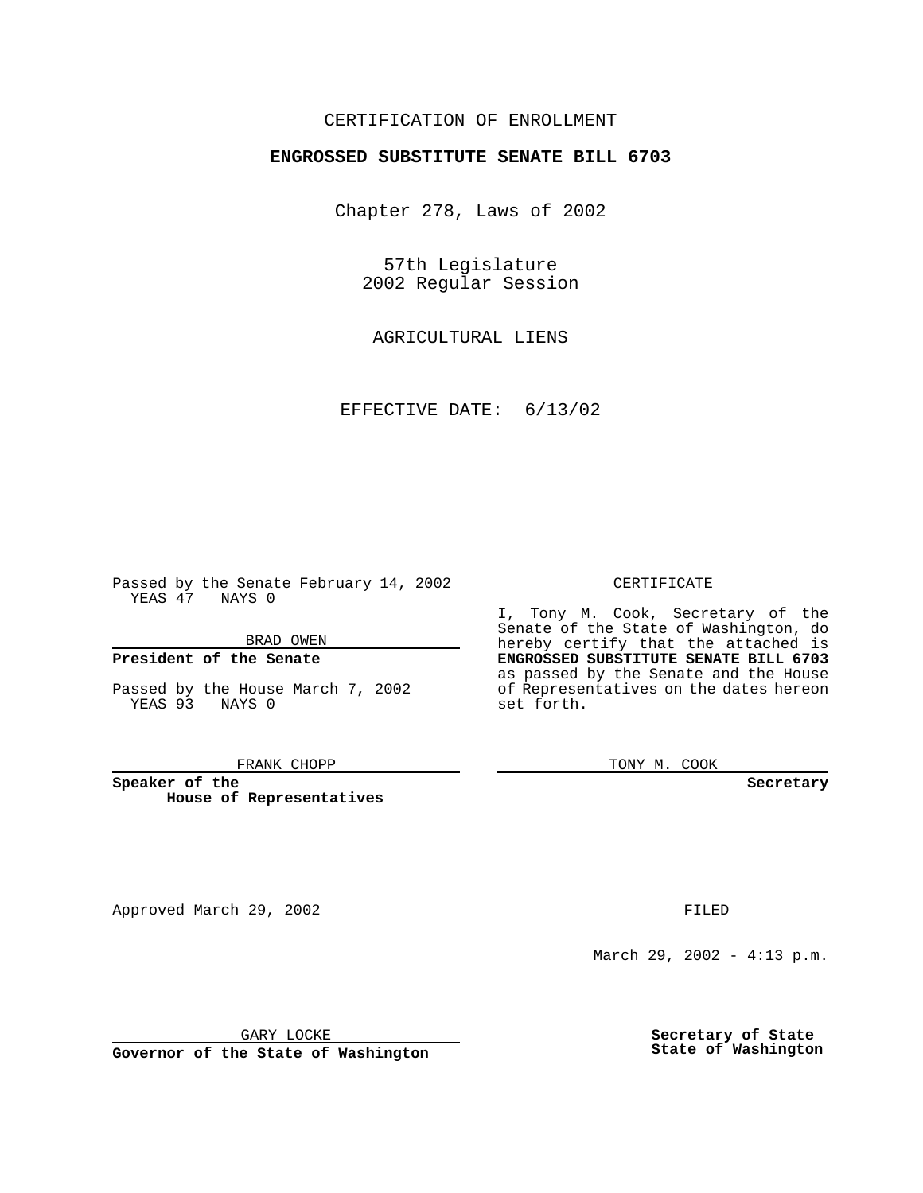CERTIFICATION OF ENROLLMENT

**ENGROSSED SUBSTITUTE SENATE BILL 6703**

Chapter 278, Laws of 2002

57th Legislature
2002 Regular Session

AGRICULTURAL LIENS

EFFECTIVE DATE: 6/13/02

Passed by the Senate February 14, 2002
YEAS 47 NAYS 0

BRAD OWEN

**President of the Senate**

Passed by the House March 7, 2002
YEAS 93 NAYS 0

FRANK CHOPP

**Speaker of the House of Representatives**

CERTIFICATE

I, Tony M. Cook, Secretary of the Senate of the State of Washington, do hereby certify that the attached is **ENGROSSED SUBSTITUTE SENATE BILL 6703** as passed by the Senate and the House of Representatives on the dates hereon set forth.

TONY M. COOK

**Secretary**

Approved March 29, 2002

GARY LOCKE

**Governor of the State of Washington**

FILED

March 29, 2002 - 4:13 p.m.

**Secretary of State**
**State of Washington**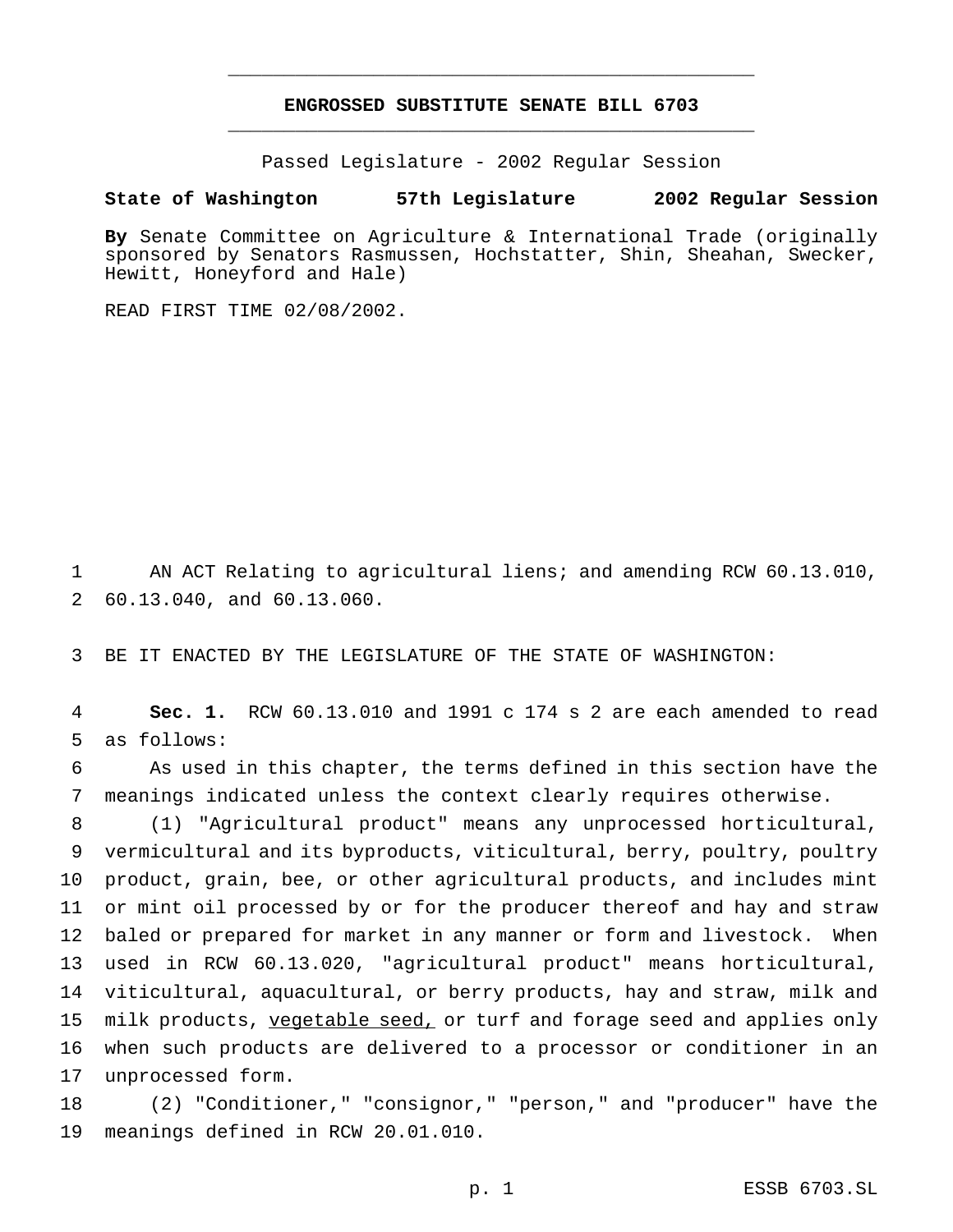# ENGROSSED SUBSTITUTE SENATE BILL 6703

Passed Legislature - 2002 Regular Session

**State of Washington 57th Legislature 2002 Regular Session**

**By** Senate Committee on Agriculture & International Trade (originally sponsored by Senators Rasmussen, Hochstatter, Shin, Sheahan, Swecker, Hewitt, Honeyford and Hale)

READ FIRST TIME 02/08/2002.

1 AN ACT Relating to agricultural liens; and amending RCW 60.13.010,
2 60.13.040, and 60.13.060.

3 BE IT ENACTED BY THE LEGISLATURE OF THE STATE OF WASHINGTON:

4 **Sec. 1.** RCW 60.13.010 and 1991 c 174 s 2 are each amended to read
5 as follows:

6 As used in this chapter, the terms defined in this section have the
7 meanings indicated unless the context clearly requires otherwise.

8 (1) "Agricultural product" means any unprocessed horticultural,
9 vermicultural and its byproducts, viticultural, berry, poultry, poultry
10 product, grain, bee, or other agricultural products, and includes mint
11 or mint oil processed by or for the producer thereof and hay and straw
12 baled or prepared for market in any manner or form and livestock. When
13 used in RCW 60.13.020, "agricultural product" means horticultural,
14 viticultural, aquacultural, or berry products, hay and straw, milk and
15 milk products, <u>vegetable seed,</u> or turf and forage seed and applies only
16 when such products are delivered to a processor or conditioner in an
17 unprocessed form.

18 (2) "Conditioner," "consignor," "person," and "producer" have the
19 meanings defined in RCW 20.01.010.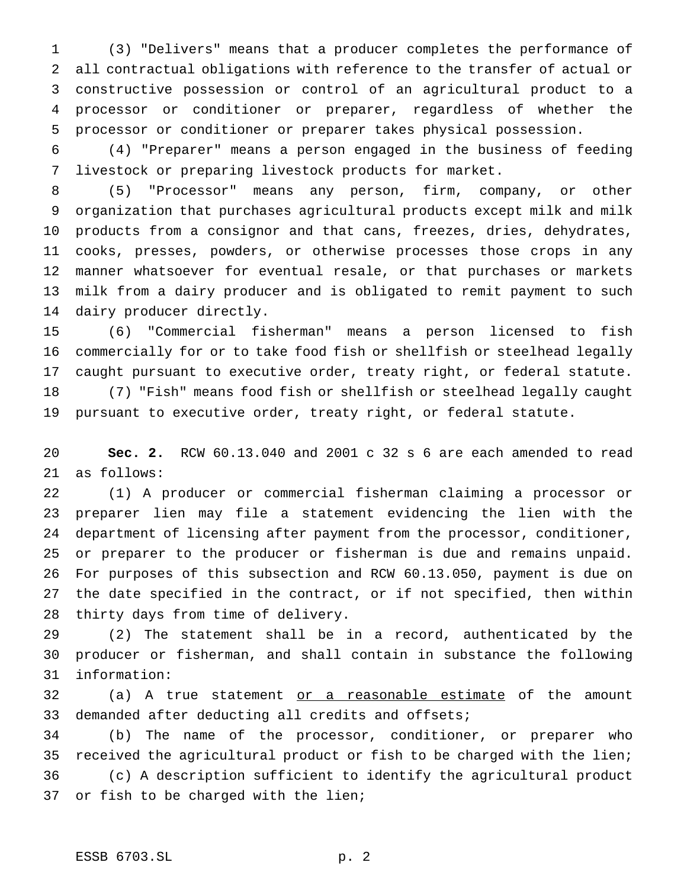(3) "Delivers" means that a producer completes the performance of all contractual obligations with reference to the transfer of actual or constructive possession or control of an agricultural product to a processor or conditioner or preparer, regardless of whether the processor or conditioner or preparer takes physical possession.

(4) "Preparer" means a person engaged in the business of feeding livestock or preparing livestock products for market.

(5) "Processor" means any person, firm, company, or other organization that purchases agricultural products except milk and milk products from a consignor and that cans, freezes, dries, dehydrates, cooks, presses, powders, or otherwise processes those crops in any manner whatsoever for eventual resale, or that purchases or markets milk from a dairy producer and is obligated to remit payment to such dairy producer directly.

(6) "Commercial fisherman" means a person licensed to fish commercially for or to take food fish or shellfish or steelhead legally caught pursuant to executive order, treaty right, or federal statute.

(7) "Fish" means food fish or shellfish or steelhead legally caught pursuant to executive order, treaty right, or federal statute.

**Sec. 2.** RCW 60.13.040 and 2001 c 32 s 6 are each amended to read as follows:

(1) A producer or commercial fisherman claiming a processor or preparer lien may file a statement evidencing the lien with the department of licensing after payment from the processor, conditioner, or preparer to the producer or fisherman is due and remains unpaid. For purposes of this subsection and RCW 60.13.050, payment is due on the date specified in the contract, or if not specified, then within thirty days from time of delivery.

(2) The statement shall be in a record, authenticated by the producer or fisherman, and shall contain in substance the following information:

(a) A true statement <u>or a reasonable estimate</u> of the amount demanded after deducting all credits and offsets;

(b) The name of the processor, conditioner, or preparer who received the agricultural product or fish to be charged with the lien;

(c) A description sufficient to identify the agricultural product or fish to be charged with the lien;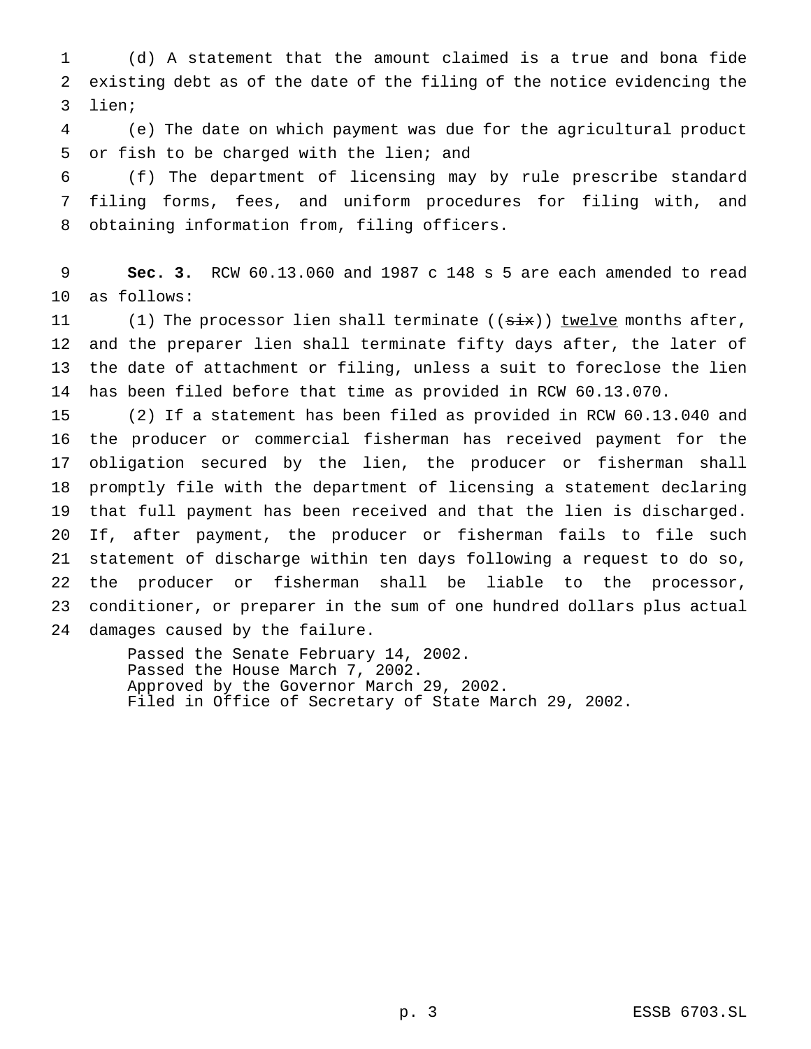(d) A statement that the amount claimed is a true and bona fide existing debt as of the date of the filing of the notice evidencing the lien;

(e) The date on which payment was due for the agricultural product or fish to be charged with the lien; and

(f) The department of licensing may by rule prescribe standard filing forms, fees, and uniform procedures for filing with, and obtaining information from, filing officers.

**Sec. 3.** RCW 60.13.060 and 1987 c 148 s 5 are each amended to read as follows:

(1) The processor lien shall terminate ((~~six~~)) twelve months after, and the preparer lien shall terminate fifty days after, the later of the date of attachment or filing, unless a suit to foreclose the lien has been filed before that time as provided in RCW 60.13.070.

(2) If a statement has been filed as provided in RCW 60.13.040 and the producer or commercial fisherman has received payment for the obligation secured by the lien, the producer or fisherman shall promptly file with the department of licensing a statement declaring that full payment has been received and that the lien is discharged. If, after payment, the producer or fisherman fails to file such statement of discharge within ten days following a request to do so, the producer or fisherman shall be liable to the processor, conditioner, or preparer in the sum of one hundred dollars plus actual damages caused by the failure.

Passed the Senate February 14, 2002.
Passed the House March 7, 2002.
Approved by the Governor March 29, 2002.
Filed in Office of Secretary of State March 29, 2002.